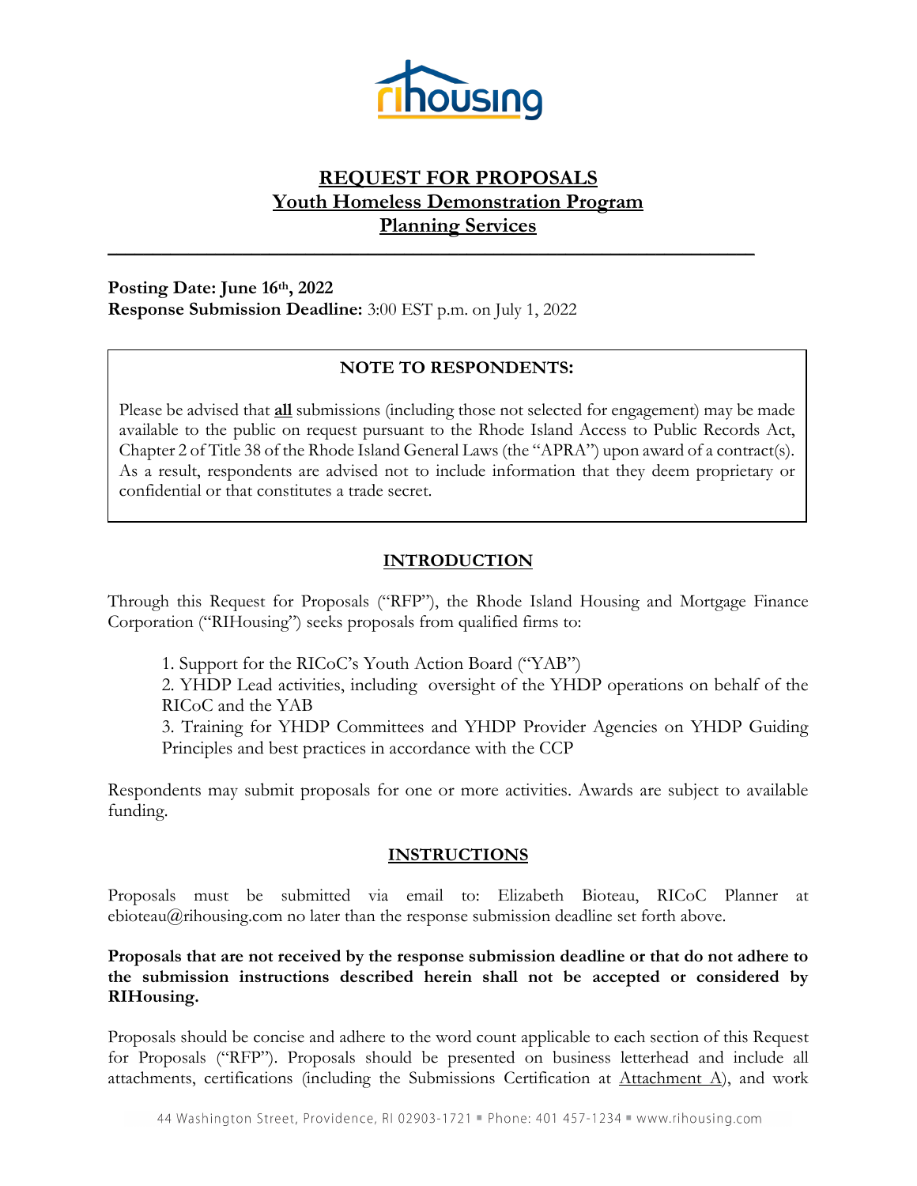# REQUEST FOR PROPOSALS
## Youth Homeless Demonstration Program
## Planning Services

---

**Posting Date: June 16th, 2022**
**Response Submission Deadline:** 3:00 EST p.m. on July 1, 2022

> **NOTE TO RESPONDENTS:**
>
> Please be advised that **all** submissions (including those not selected for engagement) may be made available to the public on request pursuant to the Rhode Island Access to Public Records Act, Chapter 2 of Title 38 of the Rhode Island General Laws (the "APRA") upon award of a contract(s). As a result, respondents are advised not to include information that they deem proprietary or confidential or that constitutes a trade secret.

## INTRODUCTION

Through this Request for Proposals ("RFP"), the Rhode Island Housing and Mortgage Finance Corporation ("RIHousing") seeks proposals from qualified firms to:

1. Support for the RICoC's Youth Action Board ("YAB")
2. YHDP Lead activities, including oversight of the YHDP operations on behalf of the RICoC and the YAB
3. Training for YHDP Committees and YHDP Provider Agencies on YHDP Guiding Principles and best practices in accordance with the CCP

Respondents may submit proposals for one or more activities. Awards are subject to available funding.

## INSTRUCTIONS

Proposals must be submitted via email to: Elizabeth Bioteau, RICoC Planner at ebioteau@rihousing.com no later than the response submission deadline set forth above.

**Proposals that are not received by the response submission deadline or that do not adhere to the submission instructions described herein shall not be accepted or considered by RIHousing.**

Proposals should be concise and adhere to the word count applicable to each section of this Request for Proposals ("RFP"). Proposals should be presented on business letterhead and include all attachments, certifications (including the Submissions Certification at Attachment A), and work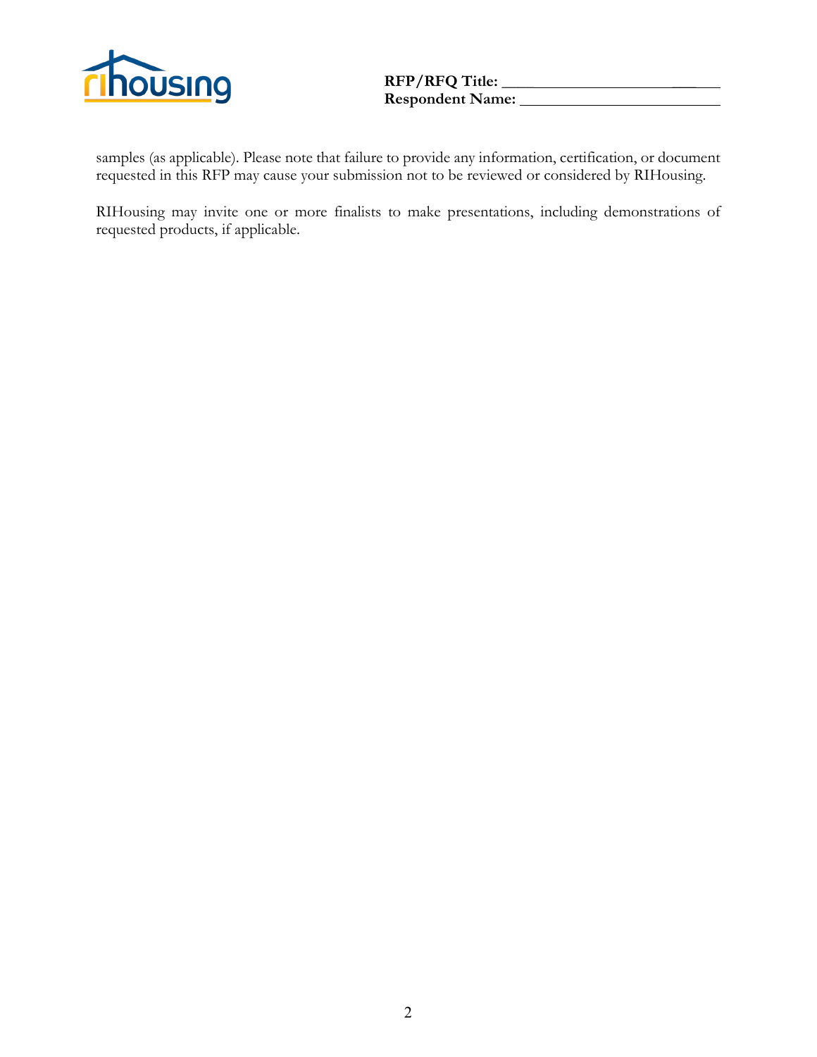samples (as applicable). Please note that failure to provide any information, certification, or document requested in this RFP may cause your submission not to be reviewed or considered by RIHousing.

RIHousing may invite one or more finalists to make presentations, including demonstrations of requested products, if applicable.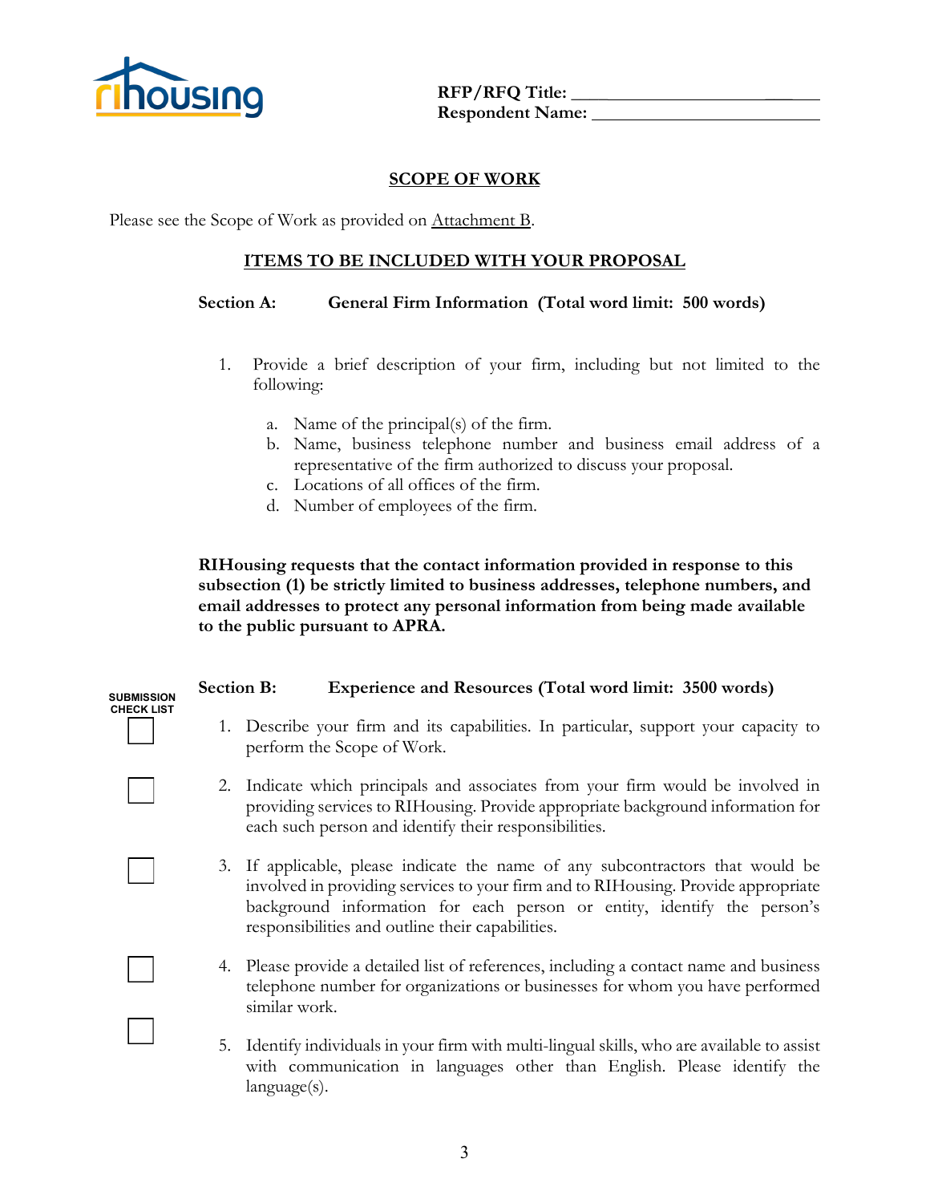RFP/RFQ Title: ______________________

Respondent Name: ______________________

## SCOPE OF WORK

Please see the Scope of Work as provided on Attachment B.

## ITEMS TO BE INCLUDED WITH YOUR PROPOSAL

### Section A: General Firm Information (Total word limit: 500 words)

1. Provide a brief description of your firm, including but not limited to the following:
   a. Name of the principal(s) of the firm.
   b. Name, business telephone number and business email address of a representative of the firm authorized to discuss your proposal.
   c. Locations of all offices of the firm.
   d. Number of employees of the firm.

**RIHousing requests that the contact information provided in response to this subsection (1) be strictly limited to business addresses, telephone numbers, and email addresses to protect any personal information from being made available to the public pursuant to APRA.**

### Section B: Experience and Resources (Total word limit: 3500 words)

**SUBMISSION CHECK LIST**

- [ ] 1. Describe your firm and its capabilities. In particular, support your capacity to perform the Scope of Work.
- [ ] 2. Indicate which principals and associates from your firm would be involved in providing services to RIHousing. Provide appropriate background information for each such person and identify their responsibilities.
- [ ] 3. If applicable, please indicate the name of any subcontractors that would be involved in providing services to your firm and to RIHousing. Provide appropriate background information for each person or entity, identify the person's responsibilities and outline their capabilities.
- [ ] 4. Please provide a detailed list of references, including a contact name and business telephone number for organizations or businesses for whom you have performed similar work.
- [ ] 5. Identify individuals in your firm with multi-lingual skills, who are available to assist with communication in languages other than English. Please identify the language(s).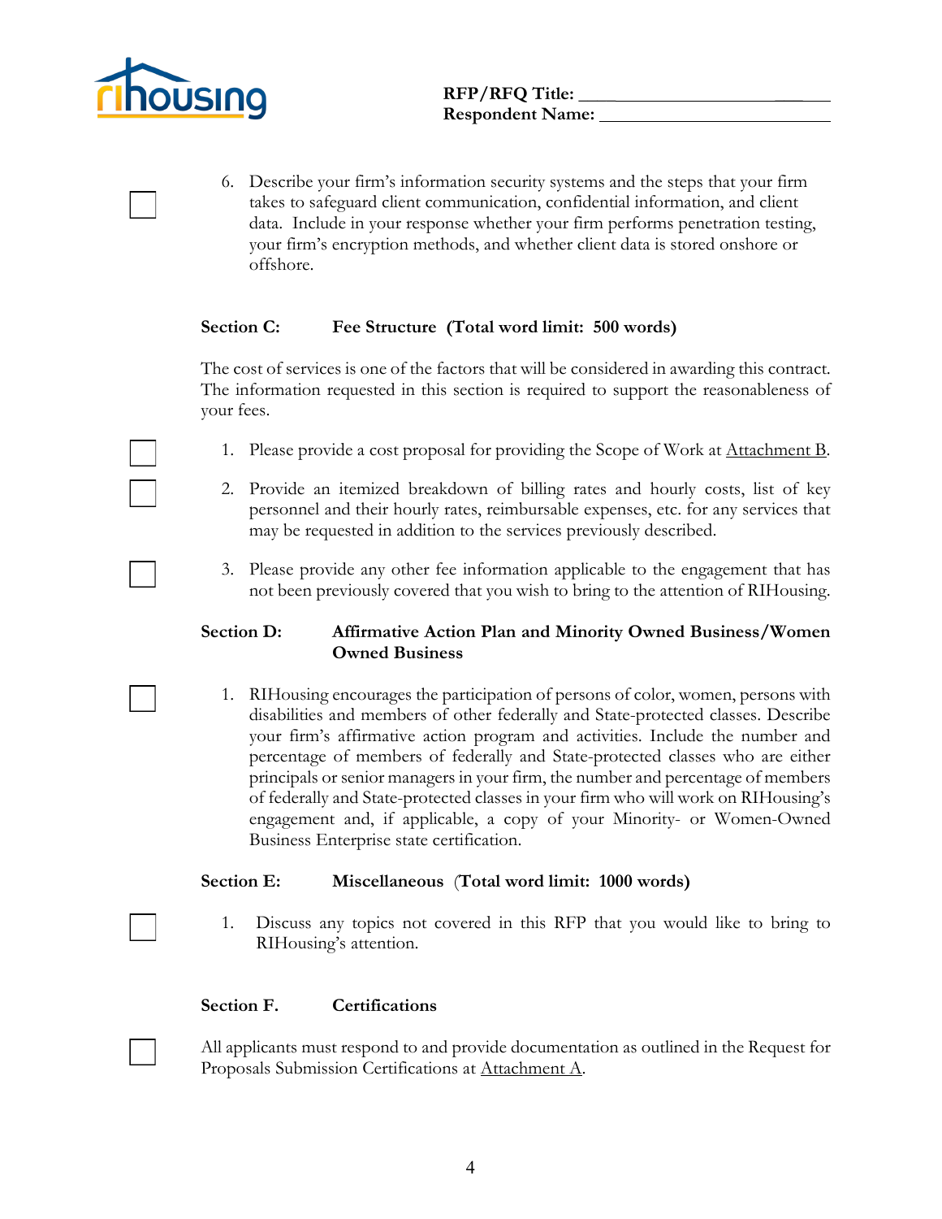6. Describe your firm's information security systems and the steps that your firm takes to safeguard client communication, confidential information, and client data. Include in your response whether your firm performs penetration testing, your firm's encryption methods, and whether client data is stored onshore or offshore.

**Section C: Fee Structure (Total word limit: 500 words)**

The cost of services is one of the factors that will be considered in awarding this contract. The information requested in this section is required to support the reasonableness of your fees.

1. Please provide a cost proposal for providing the Scope of Work at Attachment B.

2. Provide an itemized breakdown of billing rates and hourly costs, list of key personnel and their hourly rates, reimbursable expenses, etc. for any services that may be requested in addition to the services previously described.

3. Please provide any other fee information applicable to the engagement that has not been previously covered that you wish to bring to the attention of RIHousing.

**Section D: Affirmative Action Plan and Minority Owned Business/Women Owned Business**

1. RIHousing encourages the participation of persons of color, women, persons with disabilities and members of other federally and State-protected classes. Describe your firm's affirmative action program and activities. Include the number and percentage of members of federally and State-protected classes who are either principals or senior managers in your firm, the number and percentage of members of federally and State-protected classes in your firm who will work on RIHousing's engagement and, if applicable, a copy of your Minority- or Women-Owned Business Enterprise state certification.

**Section E: Miscellaneous (Total word limit: 1000 words)**

1. Discuss any topics not covered in this RFP that you would like to bring to RIHousing's attention.

**Section F. Certifications**

All applicants must respond to and provide documentation as outlined in the Request for Proposals Submission Certifications at Attachment A.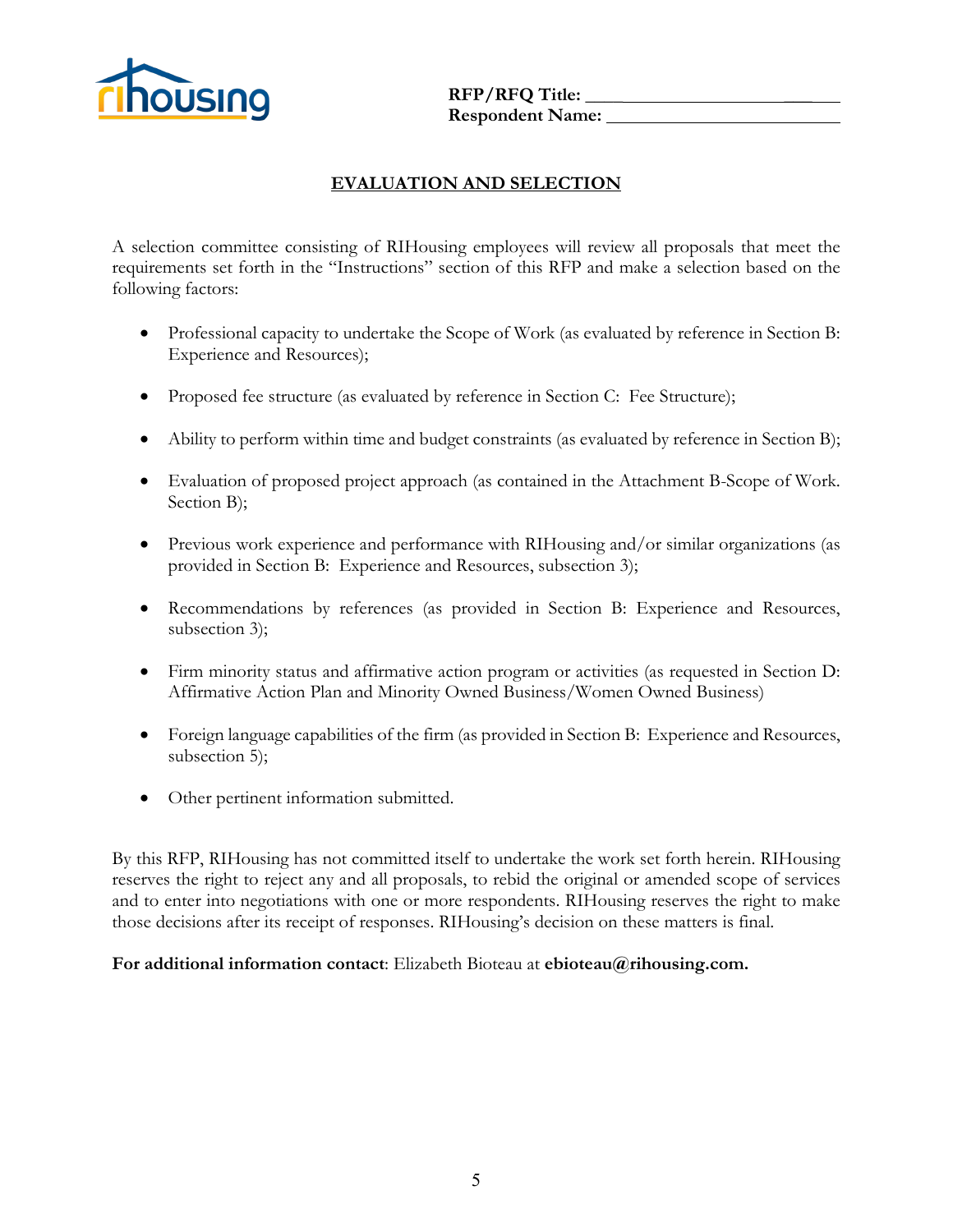RFP/RFQ Title: ______________________
Respondent Name: ______________________

## EVALUATION AND SELECTION

A selection committee consisting of RIHousing employees will review all proposals that meet the requirements set forth in the "Instructions" section of this RFP and make a selection based on the following factors:

- Professional capacity to undertake the Scope of Work (as evaluated by reference in Section B: Experience and Resources);
- Proposed fee structure (as evaluated by reference in Section C: Fee Structure);
- Ability to perform within time and budget constraints (as evaluated by reference in Section B);
- Evaluation of proposed project approach (as contained in the Attachment B-Scope of Work. Section B);
- Previous work experience and performance with RIHousing and/or similar organizations (as provided in Section B: Experience and Resources, subsection 3);
- Recommendations by references (as provided in Section B: Experience and Resources, subsection 3);
- Firm minority status and affirmative action program or activities (as requested in Section D: Affirmative Action Plan and Minority Owned Business/Women Owned Business)
- Foreign language capabilities of the firm (as provided in Section B: Experience and Resources, subsection 5);
- Other pertinent information submitted.

By this RFP, RIHousing has not committed itself to undertake the work set forth herein. RIHousing reserves the right to reject any and all proposals, to rebid the original or amended scope of services and to enter into negotiations with one or more respondents. RIHousing reserves the right to make those decisions after its receipt of responses. RIHousing's decision on these matters is final.

**For additional information contact**: Elizabeth Bioteau at **ebioteau@rihousing.com.**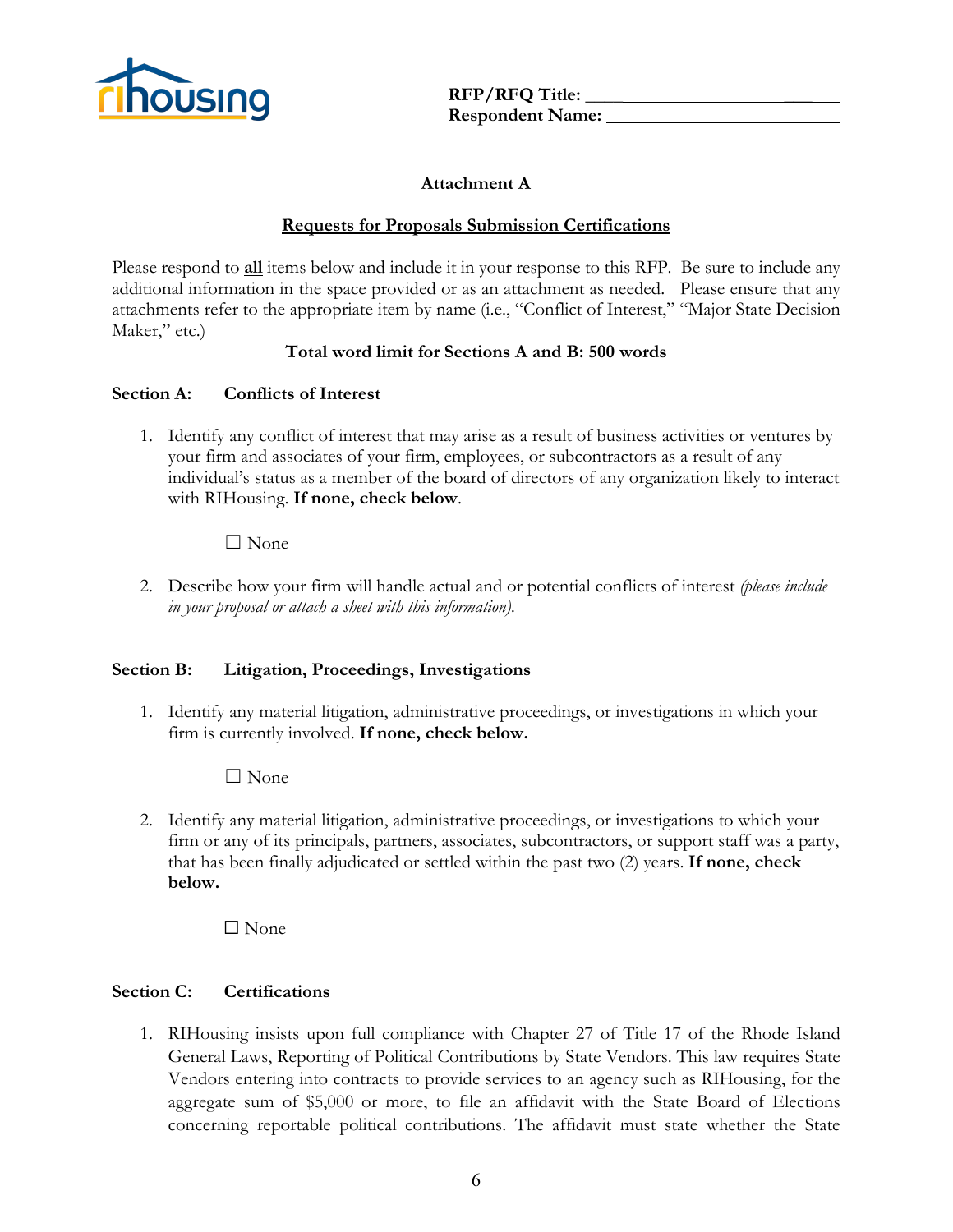rihousing

**RFP/RFQ Title:** \_\_\_\_\_\_\_\_\_\_\_\_\_\_\_\_\_\_\_\_\_\_\_\_\_\_
**Respondent Name:** \_\_\_\_\_\_\_\_\_\_\_\_\_\_\_\_\_\_\_\_\_\_\_\_\_\_

## Attachment A

### Requests for Proposals Submission Certifications

Please respond to **all** items below and include it in your response to this RFP. Be sure to include any additional information in the space provided or as an attachment as needed. Please ensure that any attachments refer to the appropriate item by name (i.e., "Conflict of Interest," "Major State Decision Maker," etc.)

**Total word limit for Sections A and B: 500 words**

### Section A: Conflicts of Interest

1. Identify any conflict of interest that may arise as a result of business activities or ventures by your firm and associates of your firm, employees, or subcontractors as a result of any individual's status as a member of the board of directors of any organization likely to interact with RIHousing. **If none, check below**.

   ☐ None

2. Describe how your firm will handle actual and or potential conflicts of interest *(please include in your proposal or attach a sheet with this information).*

### Section B: Litigation, Proceedings, Investigations

1. Identify any material litigation, administrative proceedings, or investigations in which your firm is currently involved. **If none, check below.**

   ☐ None

2. Identify any material litigation, administrative proceedings, or investigations to which your firm or any of its principals, partners, associates, subcontractors, or support staff was a party, that has been finally adjudicated or settled within the past two (2) years. **If none, check below.**

   ☐ None

### Section C: Certifications

1. RIHousing insists upon full compliance with Chapter 27 of Title 17 of the Rhode Island General Laws, Reporting of Political Contributions by State Vendors. This law requires State Vendors entering into contracts to provide services to an agency such as RIHousing, for the aggregate sum of $5,000 or more, to file an affidavit with the State Board of Elections concerning reportable political contributions. The affidavit must state whether the State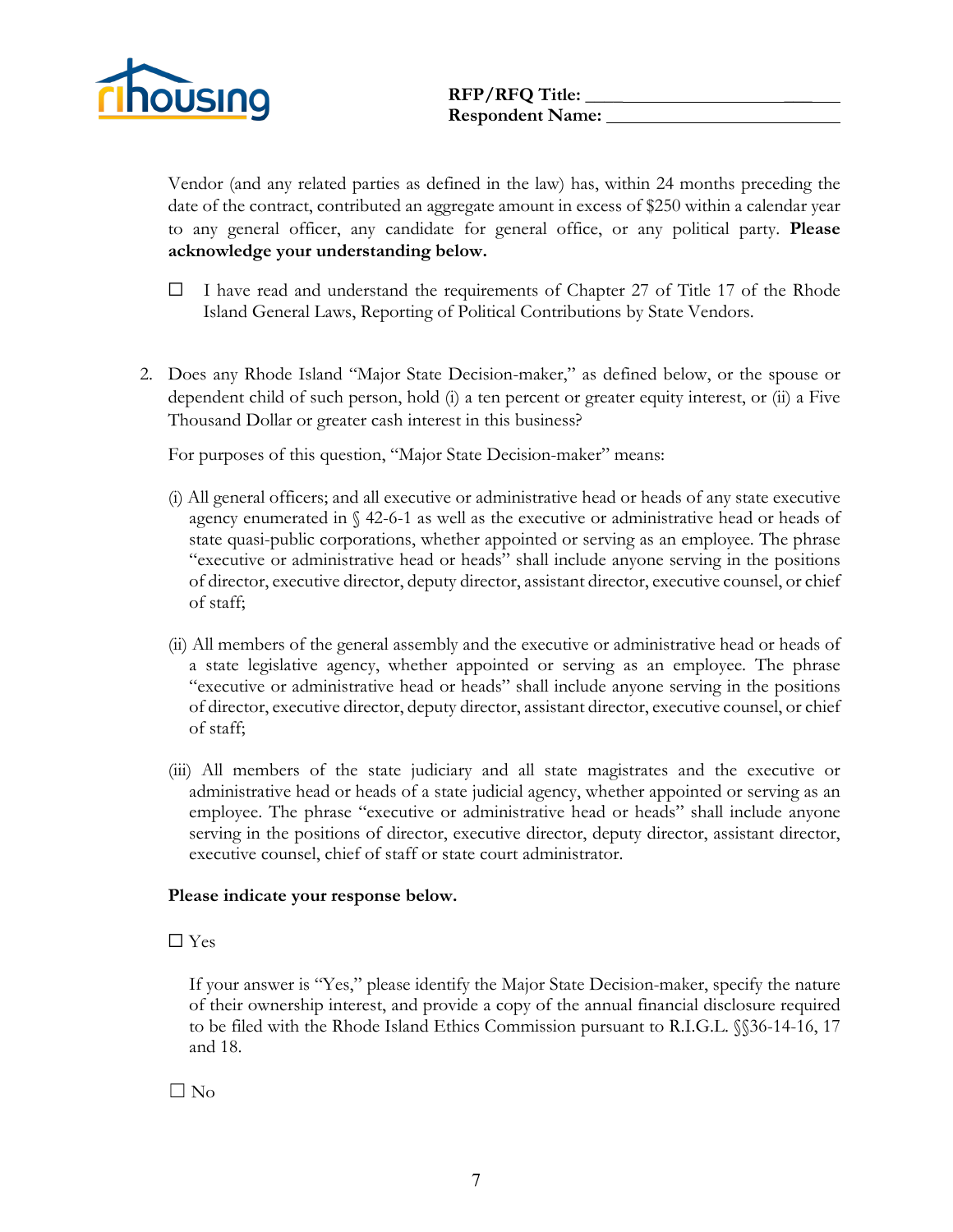RFP/RFQ Title: \_\_\_\_\_\_\_\_\_\_\_\_\_\_\_\_\_\_\_\_\_\_\_\_
Respondent Name: \_\_\_\_\_\_\_\_\_\_\_\_\_\_\_\_\_\_\_\_\_\_\_\_

Vendor (and any related parties as defined in the law) has, within 24 months preceding the date of the contract, contributed an aggregate amount in excess of $250 within a calendar year to any general officer, any candidate for general office, or any political party. **Please acknowledge your understanding below.**

☐ I have read and understand the requirements of Chapter 27 of Title 17 of the Rhode Island General Laws, Reporting of Political Contributions by State Vendors.

2. Does any Rhode Island "Major State Decision-maker," as defined below, or the spouse or dependent child of such person, hold (i) a ten percent or greater equity interest, or (ii) a Five Thousand Dollar or greater cash interest in this business?

   For purposes of this question, "Major State Decision-maker" means:

   (i) All general officers; and all executive or administrative head or heads of any state executive agency enumerated in § 42-6-1 as well as the executive or administrative head or heads of state quasi-public corporations, whether appointed or serving as an employee. The phrase "executive or administrative head or heads" shall include anyone serving in the positions of director, executive director, deputy director, assistant director, executive counsel, or chief of staff;

   (ii) All members of the general assembly and the executive or administrative head or heads of a state legislative agency, whether appointed or serving as an employee. The phrase "executive or administrative head or heads" shall include anyone serving in the positions of director, executive director, deputy director, assistant director, executive counsel, or chief of staff;

   (iii) All members of the state judiciary and all state magistrates and the executive or administrative head or heads of a state judicial agency, whether appointed or serving as an employee. The phrase "executive or administrative head or heads" shall include anyone serving in the positions of director, executive director, deputy director, assistant director, executive counsel, chief of staff or state court administrator.

   **Please indicate your response below.**

   ☐ Yes

   If your answer is "Yes," please identify the Major State Decision-maker, specify the nature of their ownership interest, and provide a copy of the annual financial disclosure required to be filed with the Rhode Island Ethics Commission pursuant to R.I.G.L. §§36-14-16, 17 and 18.

   ☐ No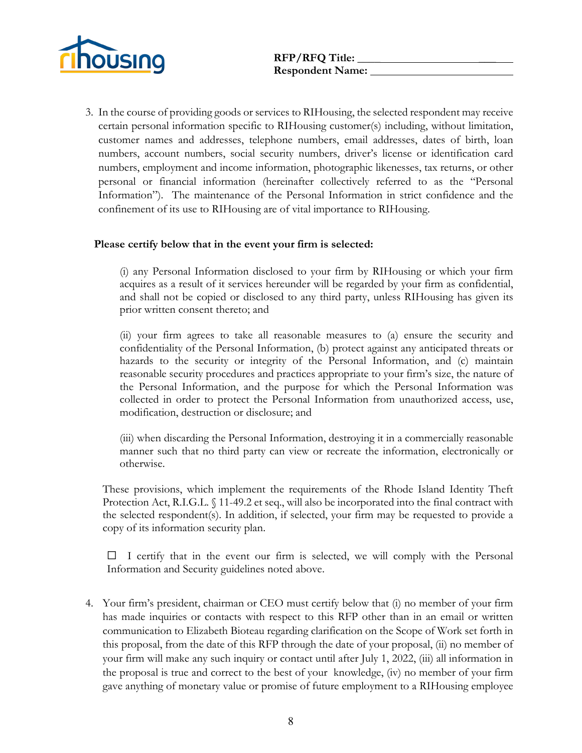**RFP/RFQ Title:** ______________________
**Respondent Name:** ______________________

3. In the course of providing goods or services to RIHousing, the selected respondent may receive certain personal information specific to RIHousing customer(s) including, without limitation, customer names and addresses, telephone numbers, email addresses, dates of birth, loan numbers, account numbers, social security numbers, driver's license or identification card numbers, employment and income information, photographic likenesses, tax returns, or other personal or financial information (hereinafter collectively referred to as the "Personal Information"). The maintenance of the Personal Information in strict confidence and the confinement of its use to RIHousing are of vital importance to RIHousing.

**Please certify below that in the event your firm is selected:**

(i) any Personal Information disclosed to your firm by RIHousing or which your firm acquires as a result of it services hereunder will be regarded by your firm as confidential, and shall not be copied or disclosed to any third party, unless RIHousing has given its prior written consent thereto; and

(ii) your firm agrees to take all reasonable measures to (a) ensure the security and confidentiality of the Personal Information, (b) protect against any anticipated threats or hazards to the security or integrity of the Personal Information, and (c) maintain reasonable security procedures and practices appropriate to your firm's size, the nature of the Personal Information, and the purpose for which the Personal Information was collected in order to protect the Personal Information from unauthorized access, use, modification, destruction or disclosure; and

(iii) when discarding the Personal Information, destroying it in a commercially reasonable manner such that no third party can view or recreate the information, electronically or otherwise.

These provisions, which implement the requirements of the Rhode Island Identity Theft Protection Act, R.I.G.L. § 11-49.2 et seq., will also be incorporated into the final contract with the selected respondent(s). In addition, if selected, your firm may be requested to provide a copy of its information security plan.

☐ I certify that in the event our firm is selected, we will comply with the Personal Information and Security guidelines noted above.

4. Your firm's president, chairman or CEO must certify below that (i) no member of your firm has made inquiries or contacts with respect to this RFP other than in an email or written communication to Elizabeth Bioteau regarding clarification on the Scope of Work set forth in this proposal, from the date of this RFP through the date of your proposal, (ii) no member of your firm will make any such inquiry or contact until after July 1, 2022, (iii) all information in the proposal is true and correct to the best of your knowledge, (iv) no member of your firm gave anything of monetary value or promise of future employment to a RIHousing employee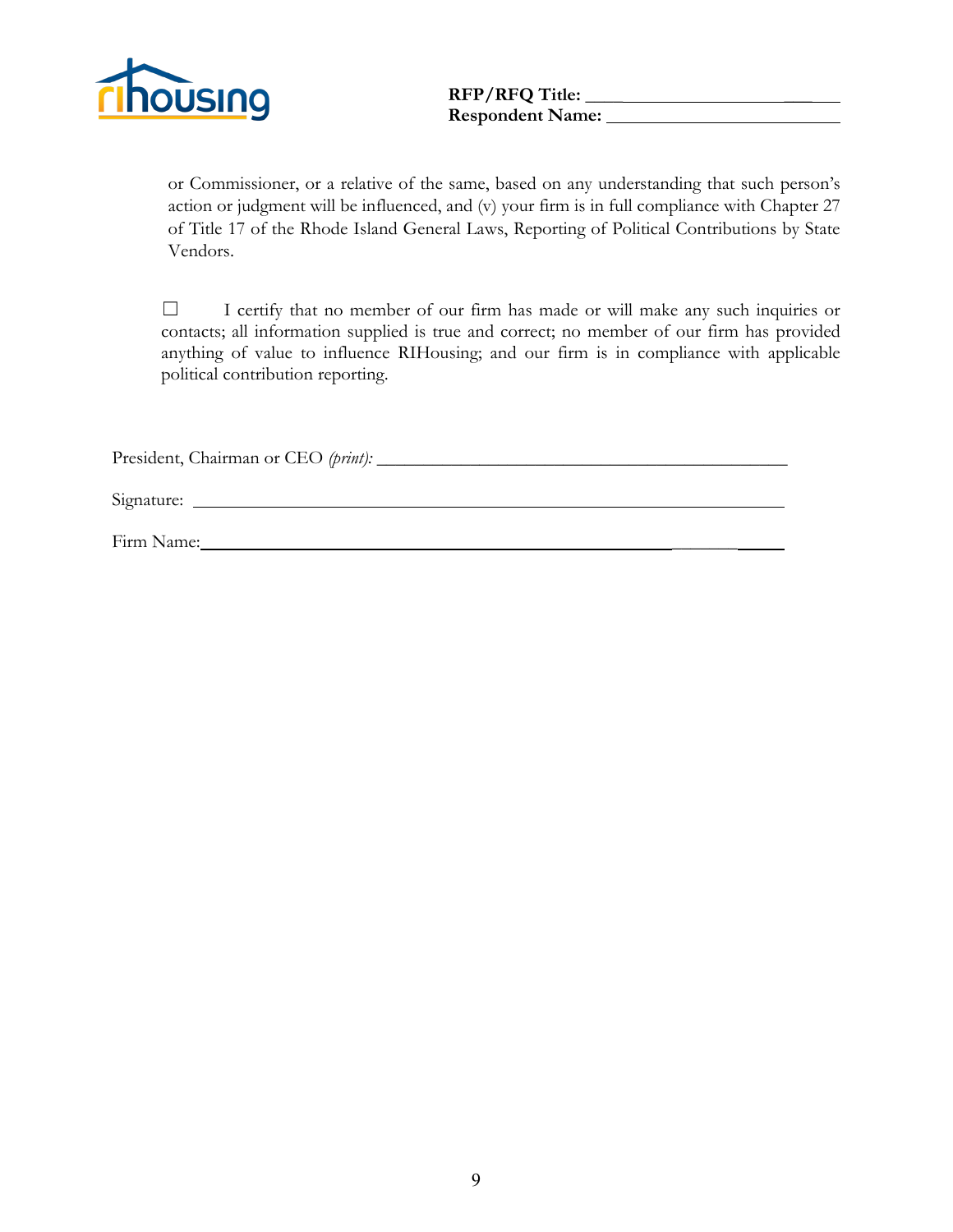or Commissioner, or a relative of the same, based on any understanding that such person's action or judgment will be influenced, and (v) your firm is in full compliance with Chapter 27 of Title 17 of the Rhode Island General Laws, Reporting of Political Contributions by State Vendors.

☐ I certify that no member of our firm has made or will make any such inquiries or contacts; all information supplied is true and correct; no member of our firm has provided anything of value to influence RIHousing; and our firm is in compliance with applicable political contribution reporting.

President, Chairman or CEO *(print):* ____________________________________________

Signature: ____________________________________________

Firm Name: ____________________________________________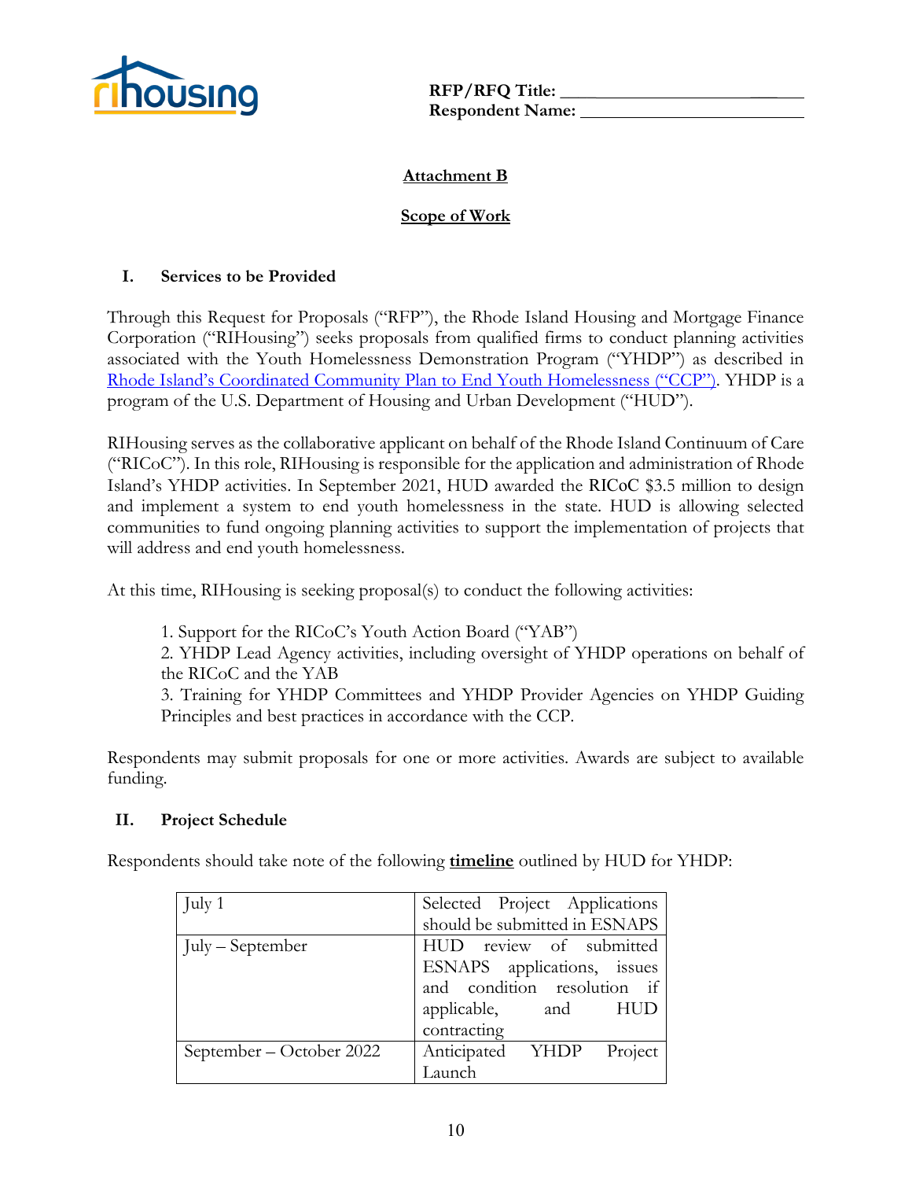RFP/RFQ Title: ______________________
Respondent Name: ______________________

## Attachment B

## Scope of Work

### I. Services to be Provided

Through this Request for Proposals ("RFP"), the Rhode Island Housing and Mortgage Finance Corporation ("RIHousing") seeks proposals from qualified firms to conduct planning activities associated with the Youth Homelessness Demonstration Program ("YHDP") as described in [Rhode Island's Coordinated Community Plan to End Youth Homelessness ("CCP")](). YHDP is a program of the U.S. Department of Housing and Urban Development ("HUD").

RIHousing serves as the collaborative applicant on behalf of the Rhode Island Continuum of Care ("RICoC"). In this role, RIHousing is responsible for the application and administration of Rhode Island's YHDP activities. In September 2021, HUD awarded the RICoC $3.5 million to design and implement a system to end youth homelessness in the state. HUD is allowing selected communities to fund ongoing planning activities to support the implementation of projects that will address and end youth homelessness.

At this time, RIHousing is seeking proposal(s) to conduct the following activities:

1. Support for the RICoC's Youth Action Board ("YAB")
2. YHDP Lead Agency activities, including oversight of YHDP operations on behalf of the RICoC and the YAB
3. Training for YHDP Committees and YHDP Provider Agencies on YHDP Guiding Principles and best practices in accordance with the CCP.

Respondents may submit proposals for one or more activities. Awards are subject to available funding.

### II. Project Schedule

Respondents should take note of the following **timeline** outlined by HUD for YHDP:

| | |
|---|---|
| July 1 | Selected Project Applications should be submitted in ESNAPS |
| July – September | HUD review of submitted ESNAPS applications, issues and condition resolution if applicable, and HUD contracting |
| September – October 2022 | Anticipated YHDP Project Launch |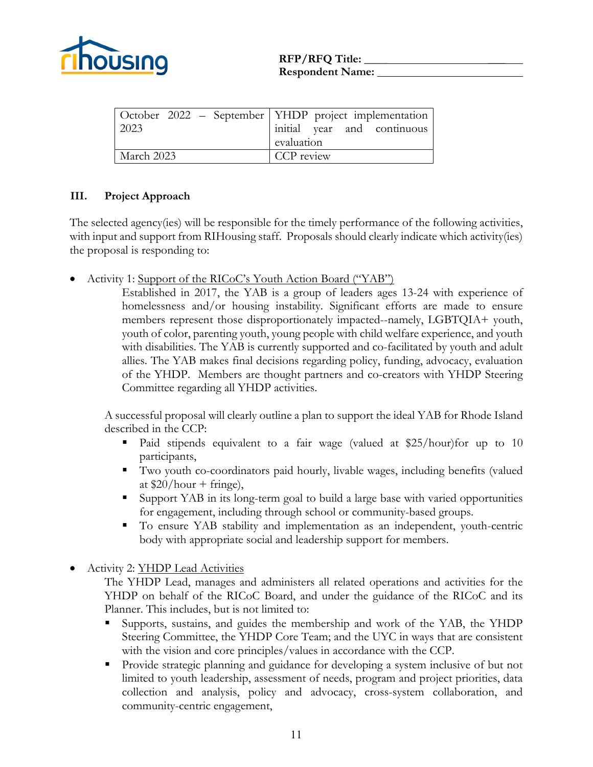| October 2022 – September 2023 | YHDP project implementation initial year and continuous evaluation |
|---|---|
| March 2023 | CCP review |

## III. Project Approach

The selected agency(ies) will be responsible for the timely performance of the following activities, with input and support from RIHousing staff. Proposals should clearly indicate which activity(ies) the proposal is responding to:

- Activity 1: Support of the RICoC's Youth Action Board ("YAB")

  Established in 2017, the YAB is a group of leaders ages 13-24 with experience of homelessness and/or housing instability. Significant efforts are made to ensure members represent those disproportionately impacted--namely, LGBTQIA+ youth, youth of color, parenting youth, young people with child welfare experience, and youth with disabilities. The YAB is currently supported and co-facilitated by youth and adult allies. The YAB makes final decisions regarding policy, funding, advocacy, evaluation of the YHDP. Members are thought partners and co-creators with YHDP Steering Committee regarding all YHDP activities.

  A successful proposal will clearly outline a plan to support the ideal YAB for Rhode Island described in the CCP:
  - Paid stipends equivalent to a fair wage (valued at $25/hour)for up to 10 participants,
  - Two youth co-coordinators paid hourly, livable wages, including benefits (valued at $20/hour + fringe),
  - Support YAB in its long-term goal to build a large base with varied opportunities for engagement, including through school or community-based groups.
  - To ensure YAB stability and implementation as an independent, youth-centric body with appropriate social and leadership support for members.

- Activity 2: YHDP Lead Activities

  The YHDP Lead, manages and administers all related operations and activities for the YHDP on behalf of the RICoC Board, and under the guidance of the RICoC and its Planner. This includes, but is not limited to:
  - Supports, sustains, and guides the membership and work of the YAB, the YHDP Steering Committee, the YHDP Core Team; and the UYC in ways that are consistent with the vision and core principles/values in accordance with the CCP.
  - Provide strategic planning and guidance for developing a system inclusive of but not limited to youth leadership, assessment of needs, program and project priorities, data collection and analysis, policy and advocacy, cross-system collaboration, and community-centric engagement,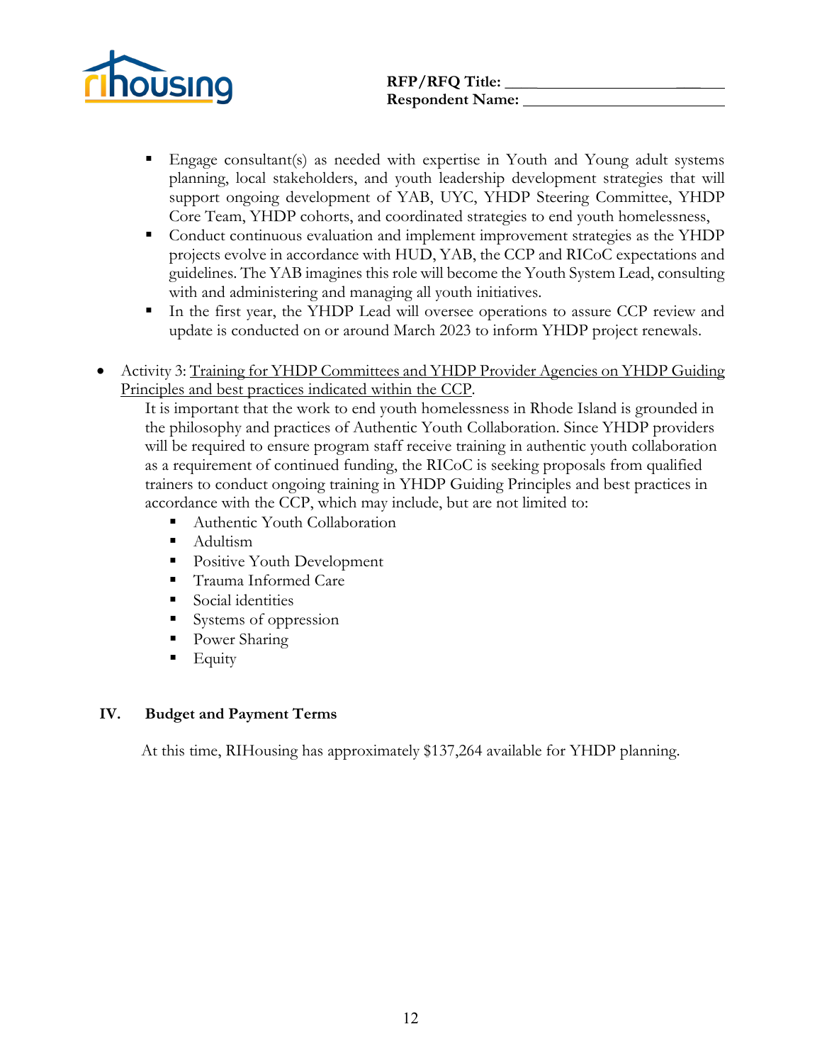- Engage consultant(s) as needed with expertise in Youth and Young adult systems planning, local stakeholders, and youth leadership development strategies that will support ongoing development of YAB, UYC, YHDP Steering Committee, YHDP Core Team, YHDP cohorts, and coordinated strategies to end youth homelessness,
- Conduct continuous evaluation and implement improvement strategies as the YHDP projects evolve in accordance with HUD, YAB, the CCP and RICoC expectations and guidelines. The YAB imagines this role will become the Youth System Lead, consulting with and administering and managing all youth initiatives.
- In the first year, the YHDP Lead will oversee operations to assure CCP review and update is conducted on or around March 2023 to inform YHDP project renewals.

- Activity 3: Training for YHDP Committees and YHDP Provider Agencies on YHDP Guiding Principles and best practices indicated within the CCP.

  It is important that the work to end youth homelessness in Rhode Island is grounded in the philosophy and practices of Authentic Youth Collaboration. Since YHDP providers will be required to ensure program staff receive training in authentic youth collaboration as a requirement of continued funding, the RICoC is seeking proposals from qualified trainers to conduct ongoing training in YHDP Guiding Principles and best practices in accordance with the CCP, which may include, but are not limited to:
  - Authentic Youth Collaboration
  - Adultism
  - Positive Youth Development
  - Trauma Informed Care
  - Social identities
  - Systems of oppression
  - Power Sharing
  - Equity

## IV. Budget and Payment Terms

At this time, RIHousing has approximately $137,264 available for YHDP planning.